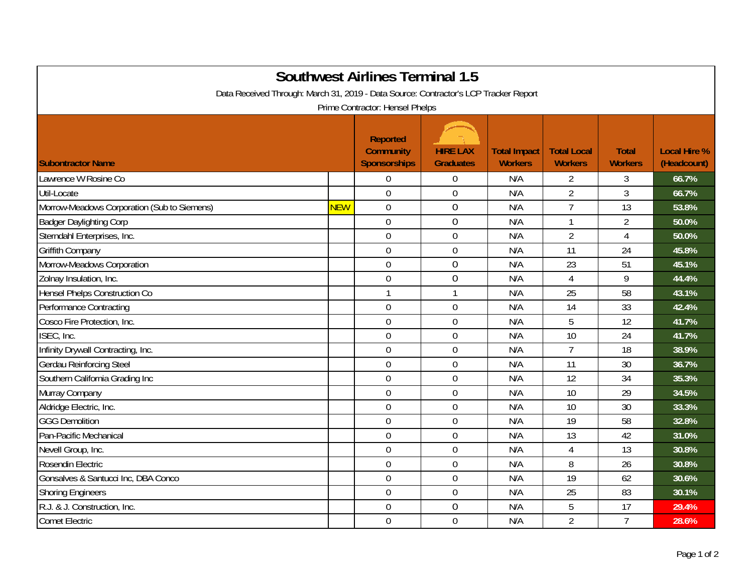# Southwest Airlines Terminal 1.5

Data Received Through: March 31, 2019 - Data Source: Contractor's LCP Tracker Report

Prime Contractor: Hensel Phelps

| Subontractor Name | | Reported Community Sponsorships | HIRE LAX Graduates | Total Impact Workers | Total Local Workers | Total Workers | Local Hire % (Headcount) |
|---|---|---|---|---|---|---|---|
| Lawrence W Rosine Co | | 0 | 0 | N/A | 2 | 3 | 66.7% |
| Util-Locate | | 0 | 0 | N/A | 2 | 3 | 66.7% |
| Morrow-Meadows Corporation (Sub to Siemens) | NEW | 0 | 0 | N/A | 7 | 13 | 53.8% |
| Badger Daylighting Corp | | 0 | 0 | N/A | 1 | 2 | 50.0% |
| Sterndahl Enterprises, Inc. | | 0 | 0 | N/A | 2 | 4 | 50.0% |
| Griffith Company | | 0 | 0 | N/A | 11 | 24 | 45.8% |
| Morrow-Meadows Corporation | | 0 | 0 | N/A | 23 | 51 | 45.1% |
| Zolnay Insulation, Inc. | | 0 | 0 | N/A | 4 | 9 | 44.4% |
| Hensel Phelps Construction Co | | 1 | 1 | N/A | 25 | 58 | 43.1% |
| Performance Contracting | | 0 | 0 | N/A | 14 | 33 | 42.4% |
| Cosco Fire Protection, Inc. | | 0 | 0 | N/A | 5 | 12 | 41.7% |
| ISEC, Inc. | | 0 | 0 | N/A | 10 | 24 | 41.7% |
| Infinity Drywall Contracting, Inc. | | 0 | 0 | N/A | 7 | 18 | 38.9% |
| Gerdau Reinforcing Steel | | 0 | 0 | N/A | 11 | 30 | 36.7% |
| Southern California Grading Inc | | 0 | 0 | N/A | 12 | 34 | 35.3% |
| Murray Company | | 0 | 0 | N/A | 10 | 29 | 34.5% |
| Aldridge Electric, Inc. | | 0 | 0 | N/A | 10 | 30 | 33.3% |
| GGG Demolition | | 0 | 0 | N/A | 19 | 58 | 32.8% |
| Pan-Pacific Mechanical | | 0 | 0 | N/A | 13 | 42 | 31.0% |
| Nevell Group, Inc. | | 0 | 0 | N/A | 4 | 13 | 30.8% |
| Rosendin Electric | | 0 | 0 | N/A | 8 | 26 | 30.8% |
| Gonsalves & Santucci Inc, DBA Conco | | 0 | 0 | N/A | 19 | 62 | 30.6% |
| Shoring Engineers | | 0 | 0 | N/A | 25 | 83 | 30.1% |
| R.J. & J. Construction, Inc. | | 0 | 0 | N/A | 5 | 17 | 29.4% |
| Comet Electric | | 0 | 0 | N/A | 2 | 7 | 28.6% |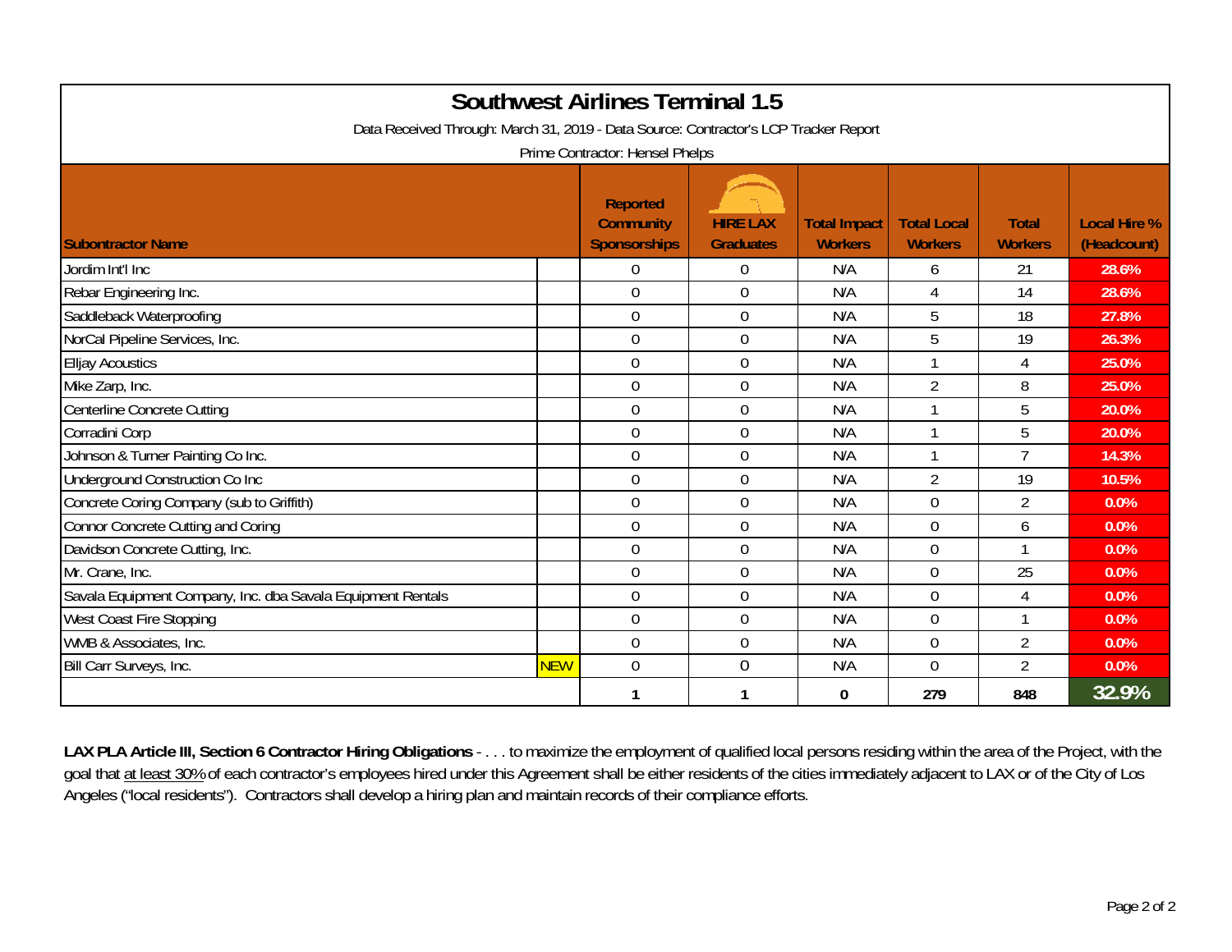# Southwest Airlines Terminal 1.5

Data Received Through: March 31, 2019 - Data Source: Contractor's LCP Tracker Report

Prime Contractor: Hensel Phelps

| Subontractor Name | | Reported Community Sponsorships | HIRE LAX Graduates | Total Impact Workers | Total Local Workers | Total Workers | Local Hire % (Headcount) |
|---|---|---|---|---|---|---|---|
| Jordim Int'l Inc | | 0 | 0 | N/A | 6 | 21 | 28.6% |
| Rebar Engineering Inc. | | 0 | 0 | N/A | 4 | 14 | 28.6% |
| Saddleback Waterproofing | | 0 | 0 | N/A | 5 | 18 | 27.8% |
| NorCal Pipeline Services, Inc. | | 0 | 0 | N/A | 5 | 19 | 26.3% |
| Elljay Acoustics | | 0 | 0 | N/A | 1 | 4 | 25.0% |
| Mike Zarp, Inc. | | 0 | 0 | N/A | 2 | 8 | 25.0% |
| Centerline Concrete Cutting | | 0 | 0 | N/A | 1 | 5 | 20.0% |
| Corradini Corp | | 0 | 0 | N/A | 1 | 5 | 20.0% |
| Johnson & Turner Painting Co Inc. | | 0 | 0 | N/A | 1 | 7 | 14.3% |
| Underground Construction Co Inc | | 0 | 0 | N/A | 2 | 19 | 10.5% |
| Concrete Coring Company (sub to Griffith) | | 0 | 0 | N/A | 0 | 2 | 0.0% |
| Connor Concrete Cutting and Coring | | 0 | 0 | N/A | 0 | 6 | 0.0% |
| Davidson Concrete Cutting, Inc. | | 0 | 0 | N/A | 0 | 1 | 0.0% |
| Mr. Crane, Inc. | | 0 | 0 | N/A | 0 | 25 | 0.0% |
| Savala Equipment Company, Inc. dba Savala Equipment Rentals | | 0 | 0 | N/A | 0 | 4 | 0.0% |
| West Coast Fire Stopping | | 0 | 0 | N/A | 0 | 1 | 0.0% |
| WMB & Associates, Inc. | | 0 | 0 | N/A | 0 | 2 | 0.0% |
| Bill Carr Surveys, Inc. | NEW | 0 | 0 | N/A | 0 | 2 | 0.0% |
| | | **1** | **1** | **0** | **279** | **848** | **32.9%** |

**LAX PLA Article III, Section 6 Contractor Hiring Obligations** - . . . to maximize the employment of qualified local persons residing within the area of the Project, with the goal that at least 30% of each contractor's employees hired under this Agreement shall be either residents of the cities immediately adjacent to LAX or of the City of Los Angeles ("local residents"). Contractors shall develop a hiring plan and maintain records of their compliance efforts.